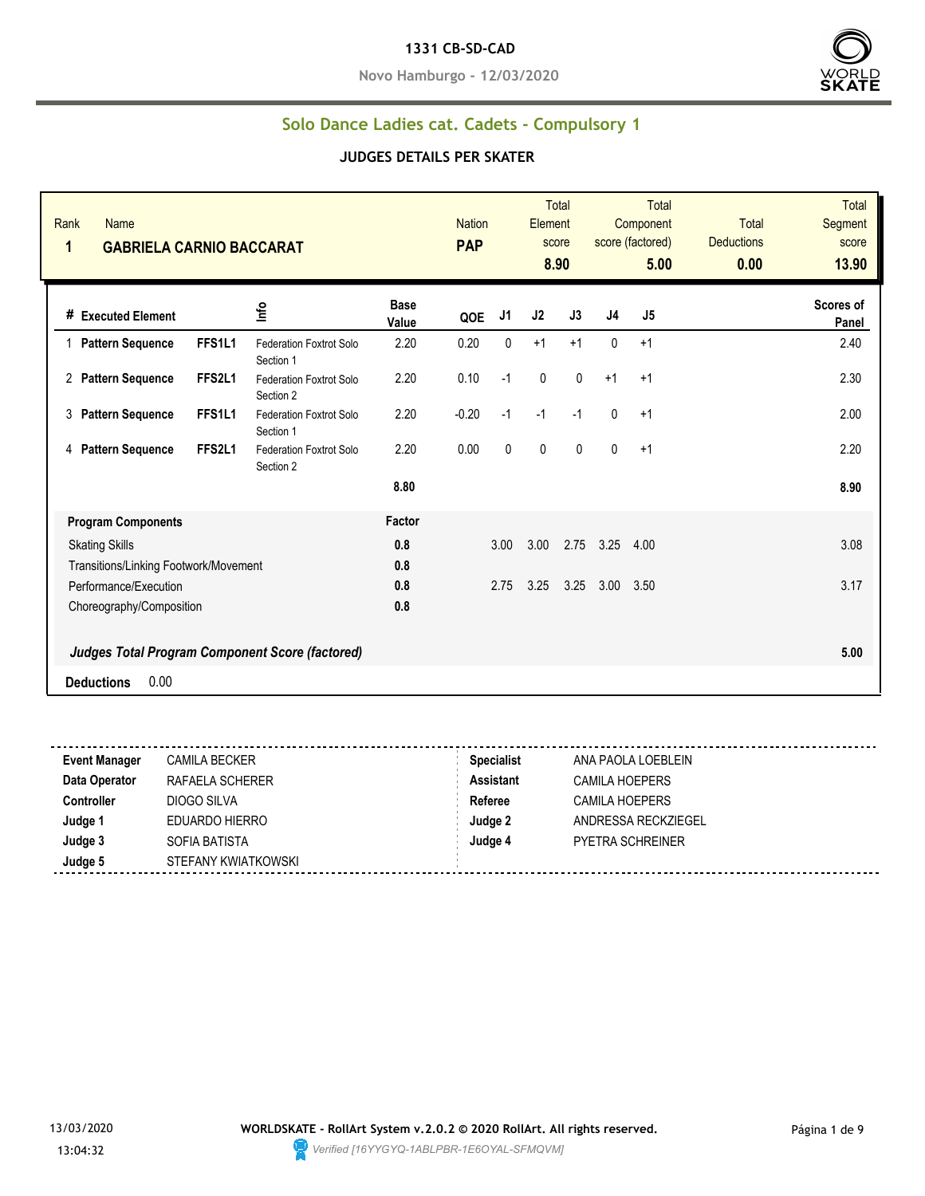# 1331 CB-SD-CAD

**Novo Hamburgo - 12/03/2020**

## Solo Dance Ladies cat. Cadets - Compulsory 1

### JUDGES DETAILS PER SKATER

| Rank | Name | Nation | Total Element score | Total Component score (factored) | Total Deductions | Total Segment score |
|---|---|---|---|---|---|---|
| 1 | GABRIELA CARNIO BACCARAT | PAP | 8.90 | 5.00 | 0.00 | 13.90 |

| # | Executed Element | | Info | Base Value | QOE | J1 | J2 | J3 | J4 | J5 | Scores of Panel |
|---|---|---|---|---|---|---|---|---|---|---|---|
| 1 | Pattern Sequence | FFS1L1 | Federation Foxtrot Solo Section 1 | 2.20 | 0.20 | 0 | +1 | +1 | 0 | +1 | 2.40 |
| 2 | Pattern Sequence | FFS2L1 | Federation Foxtrot Solo Section 2 | 2.20 | 0.10 | -1 | 0 | 0 | +1 | +1 | 2.30 |
| 3 | Pattern Sequence | FFS1L1 | Federation Foxtrot Solo Section 1 | 2.20 | -0.20 | -1 | -1 | -1 | 0 | +1 | 2.00 |
| 4 | Pattern Sequence | FFS2L1 | Federation Foxtrot Solo Section 2 | 2.20 | 0.00 | 0 | 0 | 0 | 0 | +1 | 2.20 |
| | | | | 8.80 | | | | | | | 8.90 |

| Program Components | Factor | J1 | J2 | J3 | J4 | J5 | |
|---|---|---|---|---|---|---|---|
| Skating Skills | 0.8 | 3.00 | 3.00 | 2.75 | 3.25 | 4.00 | 3.08 |
| Transitions/Linking Footwork/Movement | 0.8 | | | | | | |
| Performance/Execution | 0.8 | 2.75 | 3.25 | 3.25 | 3.00 | 3.50 | 3.17 |
| Choreography/Composition | 0.8 | | | | | | |
| ***Judges Total Program Component Score (factored)*** | | | | | | | 5.00 |

**Deductions** 0.00

| | | | |
|---|---|---|---|
| **Event Manager** | CAMILA BECKER | **Specialist** | ANA PAOLA LOEBLEIN |
| **Data Operator** | RAFAELA SCHERER | **Assistant** | CAMILA HOEPERS |
| **Controller** | DIOGO SILVA | **Referee** | CAMILA HOEPERS |
| **Judge 1** | EDUARDO HIERRO | **Judge 2** | ANDRESSA RECKZIEGEL |
| **Judge 3** | SOFIA BATISTA | **Judge 4** | PYETRA SCHREINER |
| **Judge 5** | STEFANY KWIATKOWSKI | | |

13/03/2020 13:04:32

**WORLDSKATE - RollArt System v.2.0.2 © 2020 RollArt. All rights reserved.**

*Verified [16YYGYQ-1ABLPBR-1E6OYAL-SFMQVM]*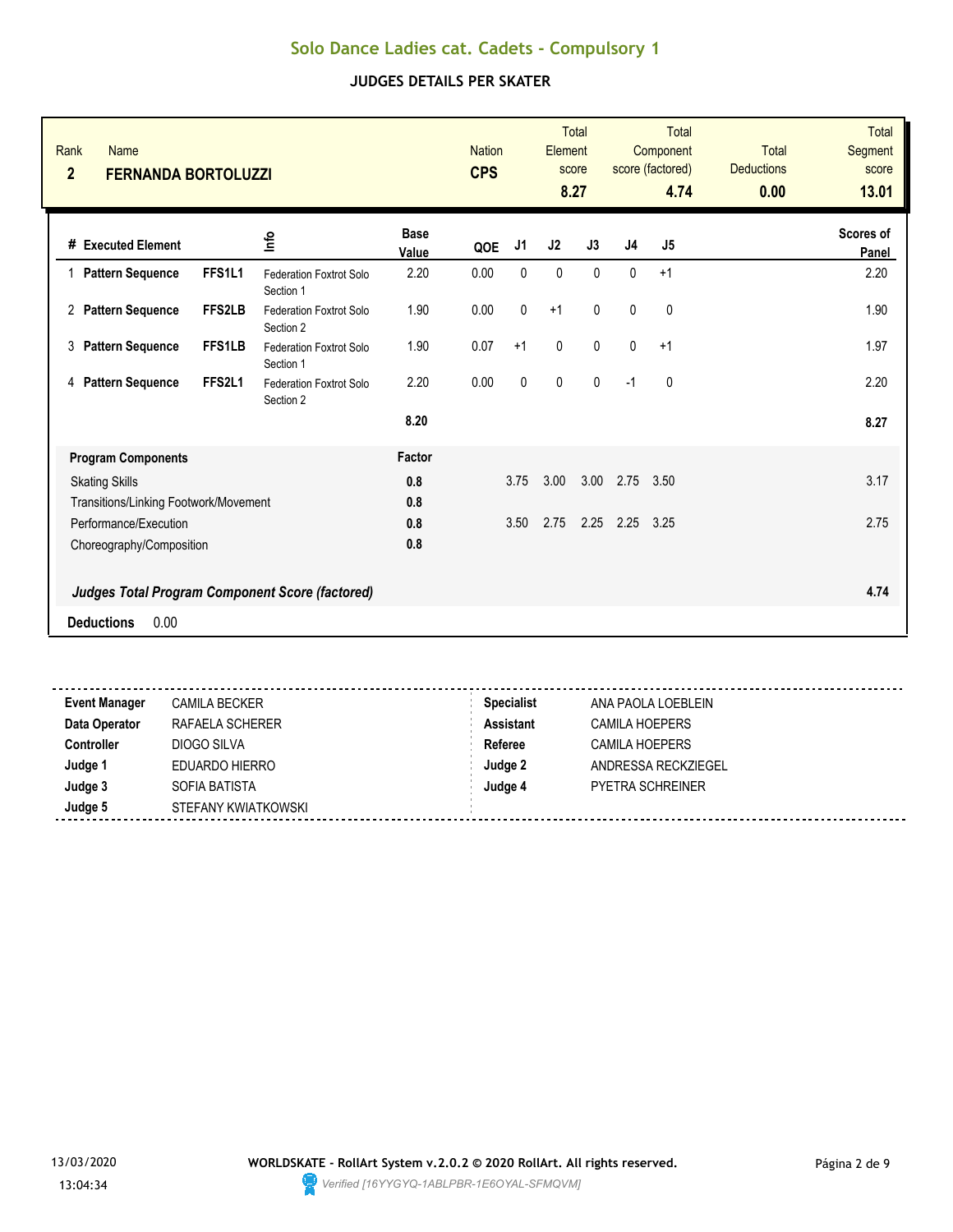# Solo Dance Ladies cat. Cadets - Compulsory 1

## JUDGES DETAILS PER SKATER

| Rank | Name | Nation | Total Element score | Total Component score (factored) | Total Deductions | Total Segment score |
|---|---|---|---|---|---|---|
| 2 | FERNANDA BORTOLUZZI | CPS | 8.27 | 4.74 | 0.00 | 13.01 |

| # | Executed Element | | Info | Base Value | QOE | J1 | J2 | J3 | J4 | J5 | Scores of Panel |
|---|---|---|---|---|---|---|---|---|---|---|---|
| 1 | Pattern Sequence | FFS1L1 | Federation Foxtrot Solo Section 1 | 2.20 | 0.00 | 0 | 0 | 0 | 0 | +1 | 2.20 |
| 2 | Pattern Sequence | FFS2LB | Federation Foxtrot Solo Section 2 | 1.90 | 0.00 | 0 | +1 | 0 | 0 | 0 | 1.90 |
| 3 | Pattern Sequence | FFS1LB | Federation Foxtrot Solo Section 1 | 1.90 | 0.07 | +1 | 0 | 0 | 0 | +1 | 1.97 |
| 4 | Pattern Sequence | FFS2L1 | Federation Foxtrot Solo Section 2 | 2.20 | 0.00 | 0 | 0 | 0 | -1 | 0 | 2.20 |
| | | | | 8.20 | | | | | | | 8.27 |

| Program Components | Factor | J1 | J2 | J3 | J4 | J5 | |
|---|---|---|---|---|---|---|---|
| Skating Skills | 0.8 | 3.75 | 3.00 | 3.00 | 2.75 | 3.50 | 3.17 |
| Transitions/Linking Footwork/Movement | 0.8 | | | | | | |
| Performance/Execution | 0.8 | 3.50 | 2.75 | 2.25 | 2.25 | 3.25 | 2.75 |
| Choreography/Composition | 0.8 | | | | | | |
| ***Judges Total Program Component Score (factored)*** | | | | | | | 4.74 |

**Deductions** 0.00

| | | | |
|---|---|---|---|
| **Event Manager** | CAMILA BECKER | **Specialist** | ANA PAOLA LOEBLEIN |
| **Data Operator** | RAFAELA SCHERER | **Assistant** | CAMILA HOEPERS |
| **Controller** | DIOGO SILVA | **Referee** | CAMILA HOEPERS |
| **Judge 1** | EDUARDO HIERRO | **Judge 2** | ANDRESSA RECKZIEGEL |
| **Judge 3** | SOFIA BATISTA | **Judge 4** | PYETRA SCHREINER |
| **Judge 5** | STEFANY KWIATKOWSKI | | |

13/03/2020 13:04:34

WORLDSKATE - RollArt System v.2.0.2 © 2020 RollArt. All rights reserved.

Verified [16YYGYQ-1ABLPBR-1E6OYAL-SFMQVM]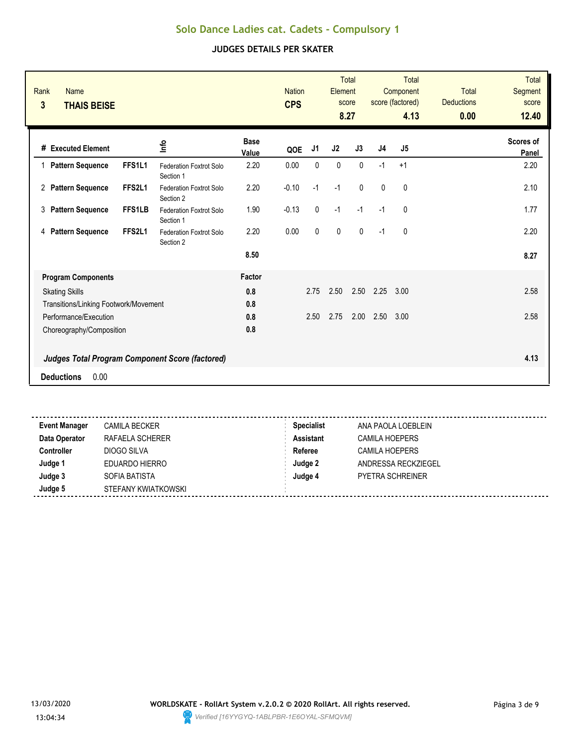# Solo Dance Ladies cat. Cadets - Compulsory 1

## JUDGES DETAILS PER SKATER

| Rank | Name | Nation | Total Element score | Total Component score (factored) | Total Deductions | Total Segment score |
|---|---|---|---|---|---|---|
| 3 | **THAIS BEISE** | **CPS** | **8.27** | **4.13** | **0.00** | **12.40** |

| # | Executed Element | | Info | Base Value | QOE | J1 | J2 | J3 | J4 | J5 | Scores of Panel |
|---|---|---|---|---|---|---|---|---|---|---|---|
| 1 | **Pattern Sequence** | **FFS1L1** | Federation Foxtrot Solo Section 1 | 2.20 | 0.00 | 0 | 0 | 0 | -1 | +1 | 2.20 |
| 2 | **Pattern Sequence** | **FFS2L1** | Federation Foxtrot Solo Section 2 | 2.20 | -0.10 | -1 | -1 | 0 | 0 | 0 | 2.10 |
| 3 | **Pattern Sequence** | **FFS1LB** | Federation Foxtrot Solo Section 1 | 1.90 | -0.13 | 0 | -1 | -1 | -1 | 0 | 1.77 |
| 4 | **Pattern Sequence** | **FFS2L1** | Federation Foxtrot Solo Section 2 | 2.20 | 0.00 | 0 | 0 | 0 | -1 | 0 | 2.20 |
| | | | | **8.50** | | | | | | | **8.27** |

| **Program Components** | **Factor** | J1 | J2 | J3 | J4 | J5 | |
|---|---|---|---|---|---|---|---|
| Skating Skills | **0.8** | 2.75 | 2.50 | 2.50 | 2.25 | 3.00 | 2.58 |
| Transitions/Linking Footwork/Movement | **0.8** | | | | | | |
| Performance/Execution | **0.8** | 2.50 | 2.75 | 2.00 | 2.50 | 3.00 | 2.58 |
| Choreography/Composition | **0.8** | | | | | | |
| ***Judges Total Program Component Score (factored)*** | | | | | | | **4.13** |

**Deductions** 0.00

| | | | |
|---|---|---|---|
| **Event Manager** | CAMILA BECKER | **Specialist** | ANA PAOLA LOEBLEIN |
| **Data Operator** | RAFAELA SCHERER | **Assistant** | CAMILA HOEPERS |
| **Controller** | DIOGO SILVA | **Referee** | CAMILA HOEPERS |
| **Judge 1** | EDUARDO HIERRO | **Judge 2** | ANDRESSA RECKZIEGEL |
| **Judge 3** | SOFIA BATISTA | **Judge 4** | PYETRA SCHREINER |
| **Judge 5** | STEFANY KWIATKOWSKI | | |

13/03/2020 13:04:34

**WORLDSKATE - RollArt System v.2.0.2 © 2020 RollArt. All rights reserved.**

*Verified [16YYGYQ-1ABLPBR-1E6OYAL-SFMQVM]*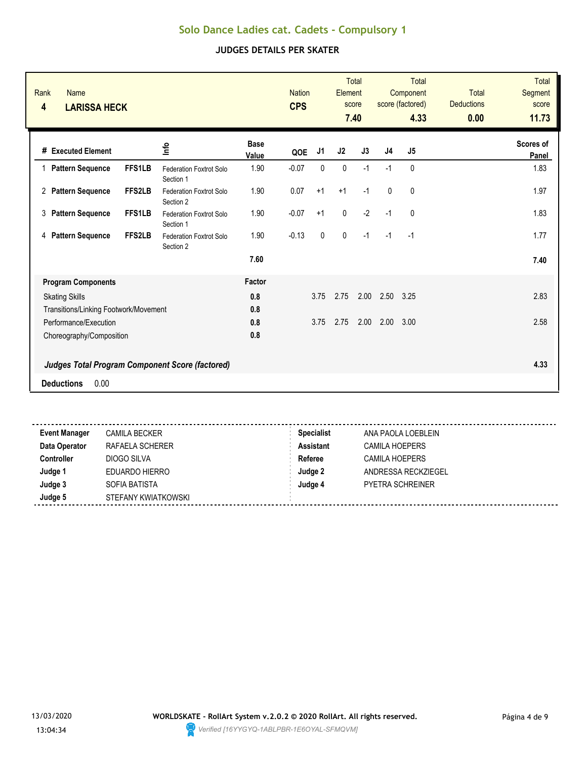# Solo Dance Ladies cat. Cadets - Compulsory 1

## JUDGES DETAILS PER SKATER

| Rank | Name | Nation | Total Element score | Total Component score (factored) | Total Deductions | Total Segment score |
|---|---|---|---|---|---|---|
| 4 | **LARISSA HECK** | **CPS** | **7.40** | **4.33** | **0.00** | **11.73** |

| # | Executed Element | | Info | Base Value | QOE | J1 | J2 | J3 | J4 | J5 | Scores of Panel |
|---|---|---|---|---|---|---|---|---|---|---|---|
| 1 | **Pattern Sequence** | **FFS1LB** | Federation Foxtrot Solo Section 1 | 1.90 | -0.07 | 0 | 0 | -1 | -1 | 0 | 1.83 |
| 2 | **Pattern Sequence** | **FFS2LB** | Federation Foxtrot Solo Section 2 | 1.90 | 0.07 | +1 | +1 | -1 | 0 | 0 | 1.97 |
| 3 | **Pattern Sequence** | **FFS1LB** | Federation Foxtrot Solo Section 1 | 1.90 | -0.07 | +1 | 0 | -2 | -1 | 0 | 1.83 |
| 4 | **Pattern Sequence** | **FFS2LB** | Federation Foxtrot Solo Section 2 | 1.90 | -0.13 | 0 | 0 | -1 | -1 | -1 | 1.77 |
| | | | | **7.60** | | | | | | | **7.40** |

| Program Components | Factor | J1 | J2 | J3 | J4 | J5 | |
|---|---|---|---|---|---|---|---|
| Skating Skills | 0.8 | 3.75 | 2.75 | 2.00 | 2.50 | 3.25 | 2.83 |
| Transitions/Linking Footwork/Movement | 0.8 | | | | | | |
| Performance/Execution | 0.8 | 3.75 | 2.75 | 2.00 | 2.00 | 3.00 | 2.58 |
| Choreography/Composition | 0.8 | | | | | | |
| ***Judges Total Program Component Score (factored)*** | | | | | | | **4.33** |

**Deductions** 0.00

| | | | |
|---|---|---|---|
| **Event Manager** | CAMILA BECKER | **Specialist** | ANA PAOLA LOEBLEIN |
| **Data Operator** | RAFAELA SCHERER | **Assistant** | CAMILA HOEPERS |
| **Controller** | DIOGO SILVA | **Referee** | CAMILA HOEPERS |
| **Judge 1** | EDUARDO HIERRO | **Judge 2** | ANDRESSA RECKZIEGEL |
| **Judge 3** | SOFIA BATISTA | **Judge 4** | PYETRA SCHREINER |
| **Judge 5** | STEFANY KWIATKOWSKI | | |

13/03/2020 13:04:34

**WORLDSKATE - RollArt System v.2.0.2 © 2020 RollArt. All rights reserved.**

*Verified [16YYGYQ-1ABLPBR-1E6OYAL-SFMQVM]*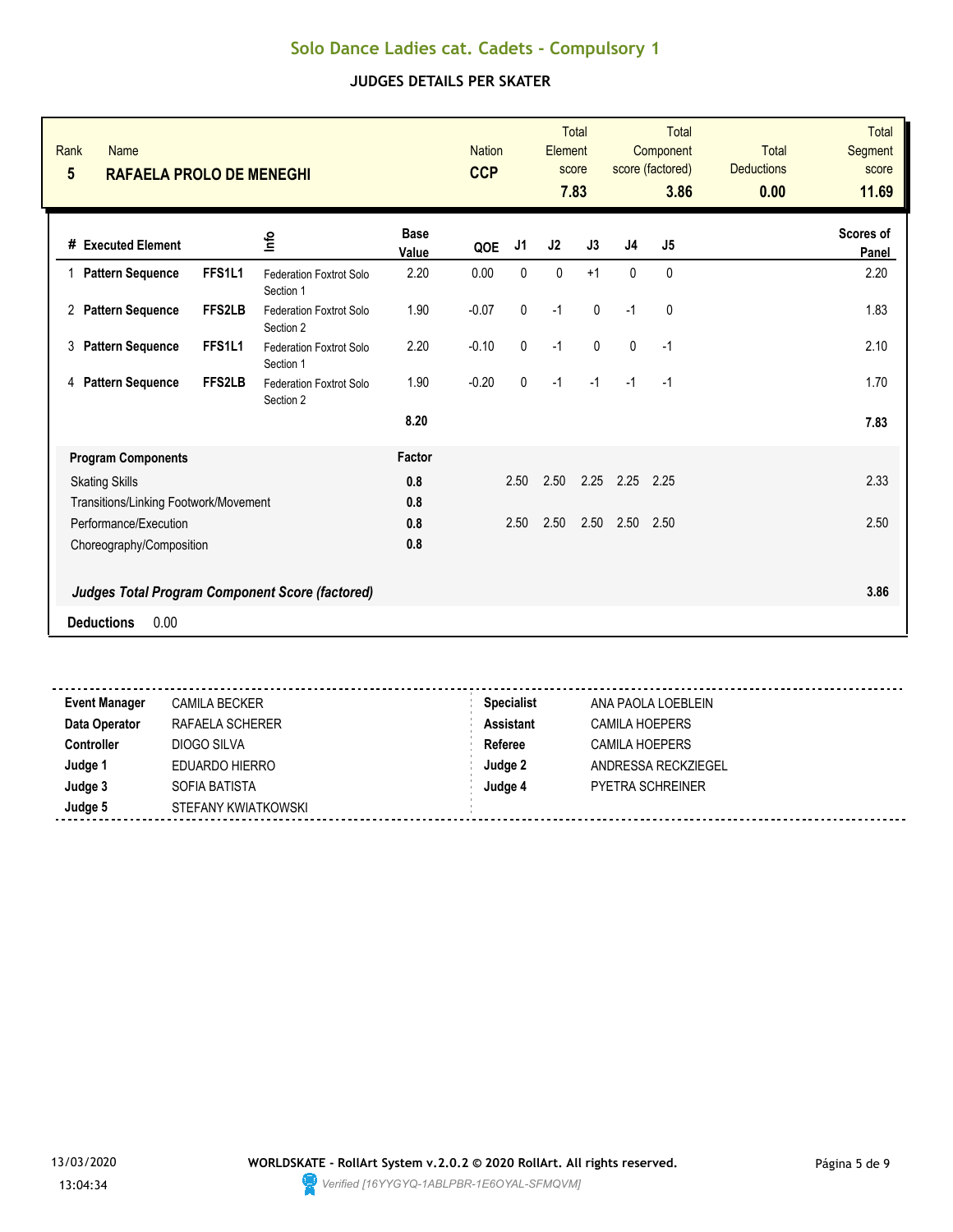# Solo Dance Ladies cat. Cadets - Compulsory 1

## JUDGES DETAILS PER SKATER

| Rank | Name | Nation | Total Element score | Total Component score (factored) | Total Deductions | Total Segment score |
|---|---|---|---|---|---|---|
| 5 | RAFAELA PROLO DE MENEGHI | CCP | 7.83 | 3.86 | 0.00 | 11.69 |

| # | Executed Element | | Info | Base Value | QOE | J1 | J2 | J3 | J4 | J5 | Scores of Panel |
|---|---|---|---|---|---|---|---|---|---|---|---|
| 1 | Pattern Sequence | FFS1L1 | Federation Foxtrot Solo Section 1 | 2.20 | 0.00 | 0 | 0 | +1 | 0 | 0 | 2.20 |
| 2 | Pattern Sequence | FFS2LB | Federation Foxtrot Solo Section 2 | 1.90 | -0.07 | 0 | -1 | 0 | -1 | 0 | 1.83 |
| 3 | Pattern Sequence | FFS1L1 | Federation Foxtrot Solo Section 1 | 2.20 | -0.10 | 0 | -1 | 0 | 0 | -1 | 2.10 |
| 4 | Pattern Sequence | FFS2LB | Federation Foxtrot Solo Section 2 | 1.90 | -0.20 | 0 | -1 | -1 | -1 | -1 | 1.70 |
| | | | | 8.20 | | | | | | | 7.83 |

| Program Components | Factor | J1 | J2 | J3 | J4 | J5 | Scores of Panel |
|---|---|---|---|---|---|---|---|
| Skating Skills | 0.8 | 2.50 | 2.50 | 2.25 | 2.25 | 2.25 | 2.33 |
| Transitions/Linking Footwork/Movement | 0.8 | | | | | | |
| Performance/Execution | 0.8 | 2.50 | 2.50 | 2.50 | 2.50 | 2.50 | 2.50 |
| Choreography/Composition | 0.8 | | | | | | |
| ***Judges Total Program Component Score (factored)*** | | | | | | | **3.86** |

**Deductions** 0.00

| | | | |
|---|---|---|---|
| **Event Manager** | CAMILA BECKER | **Specialist** | ANA PAOLA LOEBLEIN |
| **Data Operator** | RAFAELA SCHERER | **Assistant** | CAMILA HOEPERS |
| **Controller** | DIOGO SILVA | **Referee** | CAMILA HOEPERS |
| **Judge 1** | EDUARDO HIERRO | **Judge 2** | ANDRESSA RECKZIEGEL |
| **Judge 3** | SOFIA BATISTA | **Judge 4** | PYETRA SCHREINER |
| **Judge 5** | STEFANY KWIATKOWSKI | | |

13/03/2020 13:04:34

**WORLDSKATE - RollArt System v.2.0.2 © 2020 RollArt. All rights reserved.**

*Verified [16YYGYQ-1ABLPBR-1E6OYAL-SFMQVM]*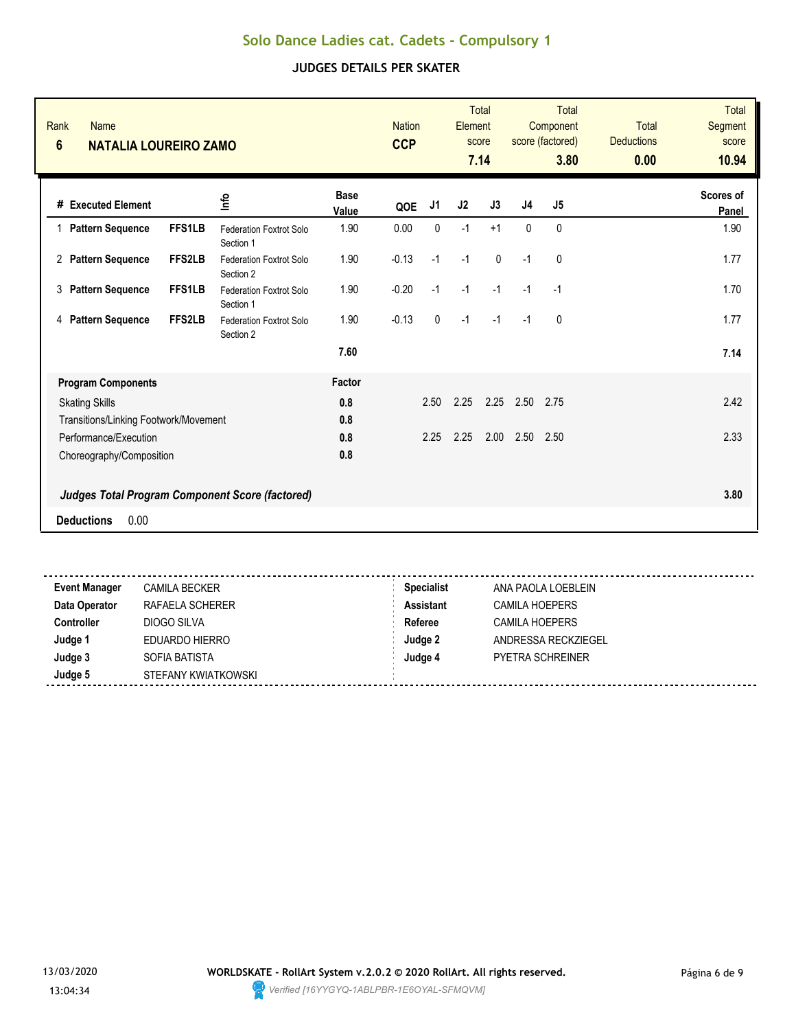# Solo Dance Ladies cat. Cadets - Compulsory 1

## JUDGES DETAILS PER SKATER

| Rank | Name | Nation | Total Element score | Total Component score (factored) | Total Deductions | Total Segment score |
|---|---|---|---|---|---|---|
| 6 | NATALIA LOUREIRO ZAMO | CCP | 7.14 | 3.80 | 0.00 | 10.94 |

| # | Executed Element | | Info | Base Value | QOE | J1 | J2 | J3 | J4 | J5 | Scores of Panel |
|---|---|---|---|---|---|---|---|---|---|---|---|
| 1 | Pattern Sequence | FFS1LB | Federation Foxtrot Solo Section 1 | 1.90 | 0.00 | 0 | -1 | +1 | 0 | 0 | 1.90 |
| 2 | Pattern Sequence | FFS2LB | Federation Foxtrot Solo Section 2 | 1.90 | -0.13 | -1 | -1 | 0 | -1 | 0 | 1.77 |
| 3 | Pattern Sequence | FFS1LB | Federation Foxtrot Solo Section 1 | 1.90 | -0.20 | -1 | -1 | -1 | -1 | -1 | 1.70 |
| 4 | Pattern Sequence | FFS2LB | Federation Foxtrot Solo Section 2 | 1.90 | -0.13 | 0 | -1 | -1 | -1 | 0 | 1.77 |
| | | | | 7.60 | | | | | | | 7.14 |

| Program Components | Factor | J1 | J2 | J3 | J4 | J5 | |
|---|---|---|---|---|---|---|---|
| Skating Skills | 0.8 | 2.50 | 2.25 | 2.25 | 2.50 | 2.75 | 2.42 |
| Transitions/Linking Footwork/Movement | 0.8 | | | | | | |
| Performance/Execution | 0.8 | 2.25 | 2.25 | 2.00 | 2.50 | 2.50 | 2.33 |
| Choreography/Composition | 0.8 | | | | | | |
| ***Judges Total Program Component Score (factored)*** | | | | | | | 3.80 |

**Deductions** 0.00

| | | | |
|---|---|---|---|
| **Event Manager** | CAMILA BECKER | **Specialist** | ANA PAOLA LOEBLEIN |
| **Data Operator** | RAFAELA SCHERER | **Assistant** | CAMILA HOEPERS |
| **Controller** | DIOGO SILVA | **Referee** | CAMILA HOEPERS |
| **Judge 1** | EDUARDO HIERRO | **Judge 2** | ANDRESSA RECKZIEGEL |
| **Judge 3** | SOFIA BATISTA | **Judge 4** | PYETRA SCHREINER |
| **Judge 5** | STEFANY KWIATKOWSKI | | |

13/03/2020 13:04:34

WORLDSKATE - RollArt System v.2.0.2 © 2020 RollArt. All rights reserved.

Verified [16YYGYQ-1ABLPBR-1E6OYAL-SFMQVM]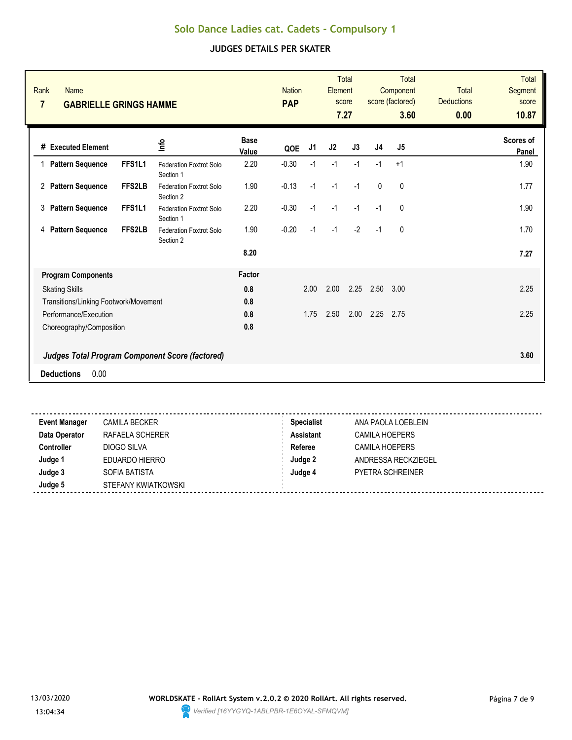# Solo Dance Ladies cat. Cadets - Compulsory 1

## JUDGES DETAILS PER SKATER

| Rank | Name | Nation | Total Element score | Total Component score (factored) | Total Deductions | Total Segment score |
|---|---|---|---|---|---|---|
| 7 | GABRIELLE GRINGS HAMME | PAP | 7.27 | 3.60 | 0.00 | 10.87 |

| # | Executed Element | | Info | Base Value | QOE | J1 | J2 | J3 | J4 | J5 | Scores of Panel |
|---|---|---|---|---|---|---|---|---|---|---|---|
| 1 | Pattern Sequence | FFS1L1 | Federation Foxtrot Solo Section 1 | 2.20 | -0.30 | -1 | -1 | -1 | -1 | +1 | 1.90 |
| 2 | Pattern Sequence | FFS2LB | Federation Foxtrot Solo Section 2 | 1.90 | -0.13 | -1 | -1 | -1 | 0 | 0 | 1.77 |
| 3 | Pattern Sequence | FFS1L1 | Federation Foxtrot Solo Section 1 | 2.20 | -0.30 | -1 | -1 | -1 | -1 | 0 | 1.90 |
| 4 | Pattern Sequence | FFS2LB | Federation Foxtrot Solo Section 2 | 1.90 | -0.20 | -1 | -1 | -2 | -1 | 0 | 1.70 |
| | | | | 8.20 | | | | | | | 7.27 |

| Program Components | Factor | J1 | J2 | J3 | J4 | J5 | |
|---|---|---|---|---|---|---|---|
| Skating Skills | 0.8 | 2.00 | 2.00 | 2.25 | 2.50 | 3.00 | 2.25 |
| Transitions/Linking Footwork/Movement | 0.8 | | | | | | |
| Performance/Execution | 0.8 | 1.75 | 2.50 | 2.00 | 2.25 | 2.75 | 2.25 |
| Choreography/Composition | 0.8 | | | | | | |
| ***Judges Total Program Component Score (factored)*** | | | | | | | **3.60** |

**Deductions** 0.00

| | | | |
|---|---|---|---|
| **Event Manager** | CAMILA BECKER | **Specialist** | ANA PAOLA LOEBLEIN |
| **Data Operator** | RAFAELA SCHERER | **Assistant** | CAMILA HOEPERS |
| **Controller** | DIOGO SILVA | **Referee** | CAMILA HOEPERS |
| **Judge 1** | EDUARDO HIERRO | **Judge 2** | ANDRESSA RECKZIEGEL |
| **Judge 3** | SOFIA BATISTA | **Judge 4** | PYETRA SCHREINER |
| **Judge 5** | STEFANY KWIATKOWSKI | | |

13/03/2020 13:04:34

**WORLDSKATE - RollArt System v.2.0.2 © 2020 RollArt. All rights reserved.**

*Verified [16YYGYQ-1ABLPBR-1E6OYAL-SFMQVM]*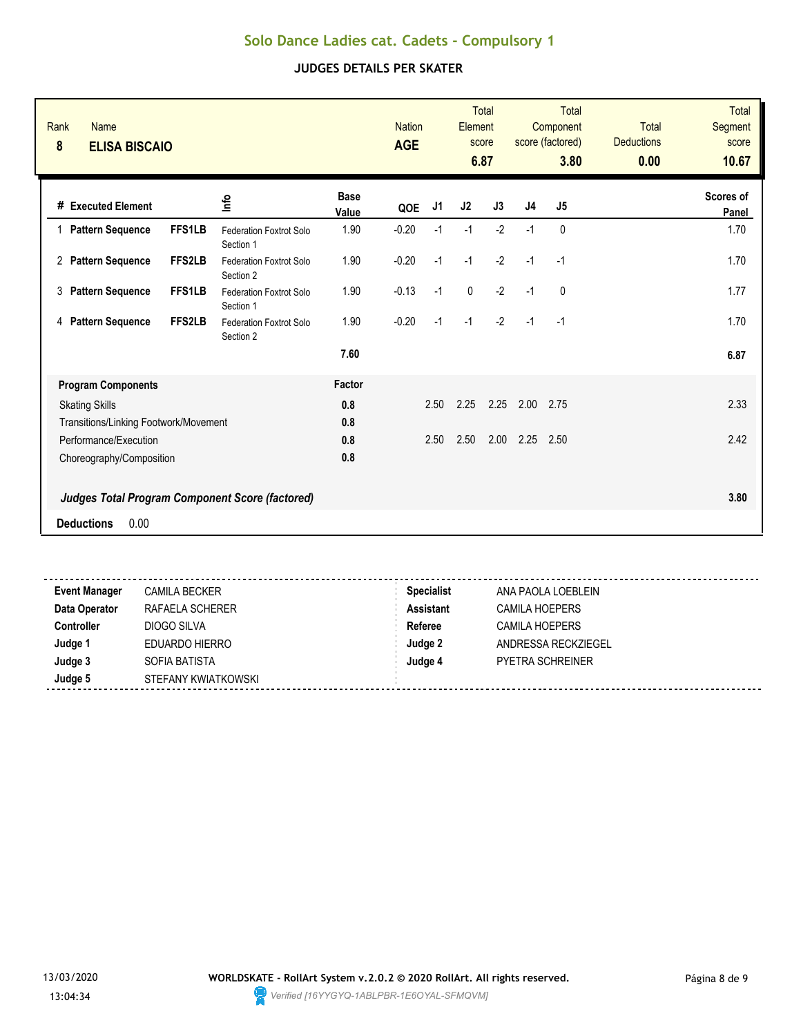# Solo Dance Ladies cat. Cadets - Compulsory 1

## JUDGES DETAILS PER SKATER

| Rank | Name | Nation | Total Element score | Total Component score (factored) | Total Deductions | Total Segment score |
|---|---|---|---|---|---|---|
| 8 | ELISA BISCAIO | AGE | 6.87 | 3.80 | 0.00 | 10.67 |

| # | Executed Element | | Info | Base Value | QOE | J1 | J2 | J3 | J4 | J5 | Scores of Panel |
|---|---|---|---|---|---|---|---|---|---|---|---|
| 1 | Pattern Sequence | FFS1LB | Federation Foxtrot Solo Section 1 | 1.90 | -0.20 | -1 | -1 | -2 | -1 | 0 | 1.70 |
| 2 | Pattern Sequence | FFS2LB | Federation Foxtrot Solo Section 2 | 1.90 | -0.20 | -1 | -1 | -2 | -1 | -1 | 1.70 |
| 3 | Pattern Sequence | FFS1LB | Federation Foxtrot Solo Section 1 | 1.90 | -0.13 | -1 | 0 | -2 | -1 | 0 | 1.77 |
| 4 | Pattern Sequence | FFS2LB | Federation Foxtrot Solo Section 2 | 1.90 | -0.20 | -1 | -1 | -2 | -1 | -1 | 1.70 |
| | | | | 7.60 | | | | | | | 6.87 |

| Program Components | Factor | J1 | J2 | J3 | J4 | J5 | |
|---|---|---|---|---|---|---|---|
| Skating Skills | 0.8 | 2.50 | 2.25 | 2.25 | 2.00 | 2.75 | 2.33 |
| Transitions/Linking Footwork/Movement | 0.8 | | | | | | |
| Performance/Execution | 0.8 | 2.50 | 2.50 | 2.00 | 2.25 | 2.50 | 2.42 |
| Choreography/Composition | 0.8 | | | | | | |
| ***Judges Total Program Component Score (factored)*** | | | | | | | 3.80 |

**Deductions** 0.00

| | | | |
|---|---|---|---|
| **Event Manager** | CAMILA BECKER | **Specialist** | ANA PAOLA LOEBLEIN |
| **Data Operator** | RAFAELA SCHERER | **Assistant** | CAMILA HOEPERS |
| **Controller** | DIOGO SILVA | **Referee** | CAMILA HOEPERS |
| **Judge 1** | EDUARDO HIERRO | **Judge 2** | ANDRESSA RECKZIEGEL |
| **Judge 3** | SOFIA BATISTA | **Judge 4** | PYETRA SCHREINER |
| **Judge 5** | STEFANY KWIATKOWSKI | | |

13/03/2020 13:04:34

**WORLDSKATE - RollArt System v.2.0.2 © 2020 RollArt. All rights reserved.**

*Verified [16YYGYQ-1ABLPBR-1E6OYAL-SFMQVM]*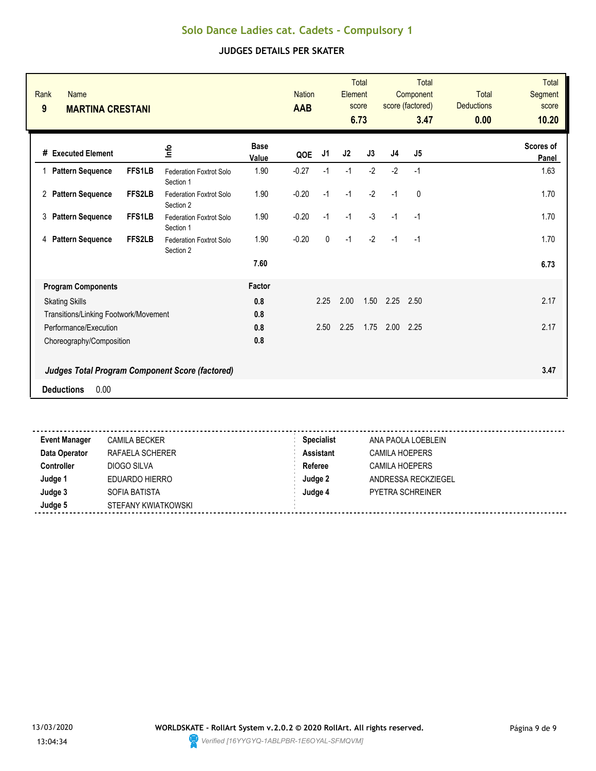# Solo Dance Ladies cat. Cadets - Compulsory 1

## JUDGES DETAILS PER SKATER

| Rank | Name | Nation | Total Element score | Total Component score (factored) | Total Deductions | Total Segment score |
|---|---|---|---|---|---|---|
| 9 | **MARTINA CRESTANI** | **AAB** | **6.73** | **3.47** | **0.00** | **10.20** |

| # | Executed Element | | Info | Base Value | QOE | J1 | J2 | J3 | J4 | J5 | Scores of Panel |
|---|---|---|---|---|---|---|---|---|---|---|---|
| 1 | **Pattern Sequence** | **FFS1LB** | Federation Foxtrot Solo Section 1 | 1.90 | -0.27 | -1 | -1 | -2 | -2 | -1 | 1.63 |
| 2 | **Pattern Sequence** | **FFS2LB** | Federation Foxtrot Solo Section 2 | 1.90 | -0.20 | -1 | -1 | -2 | -1 | 0 | 1.70 |
| 3 | **Pattern Sequence** | **FFS1LB** | Federation Foxtrot Solo Section 1 | 1.90 | -0.20 | -1 | -1 | -3 | -1 | -1 | 1.70 |
| 4 | **Pattern Sequence** | **FFS2LB** | Federation Foxtrot Solo Section 2 | 1.90 | -0.20 | 0 | -1 | -2 | -1 | -1 | 1.70 |
| | | | | **7.60** | | | | | | | **6.73** |

| Program Components | Factor | J1 | J2 | J3 | J4 | J5 | |
|---|---|---|---|---|---|---|---|
| Skating Skills | 0.8 | 2.25 | 2.00 | 1.50 | 2.25 | 2.50 | 2.17 |
| Transitions/Linking Footwork/Movement | 0.8 | | | | | | |
| Performance/Execution | 0.8 | 2.50 | 2.25 | 1.75 | 2.00 | 2.25 | 2.17 |
| Choreography/Composition | 0.8 | | | | | | |

***Judges Total Program Component Score (factored)*** **3.47**

**Deductions** 0.00

| | | | |
|---|---|---|---|
| **Event Manager** | CAMILA BECKER | **Specialist** | ANA PAOLA LOEBLEIN |
| **Data Operator** | RAFAELA SCHERER | **Assistant** | CAMILA HOEPERS |
| **Controller** | DIOGO SILVA | **Referee** | CAMILA HOEPERS |
| **Judge 1** | EDUARDO HIERRO | **Judge 2** | ANDRESSA RECKZIEGEL |
| **Judge 3** | SOFIA BATISTA | **Judge 4** | PYETRA SCHREINER |
| **Judge 5** | STEFANY KWIATKOWSKI | | |

13/03/2020 13:04:34

**WORLDSKATE - RollArt System v.2.0.2 © 2020 RollArt. All rights reserved.**

*Verified [16YYGYQ-1ABLPBR-1E6OYAL-SFMQVM]*